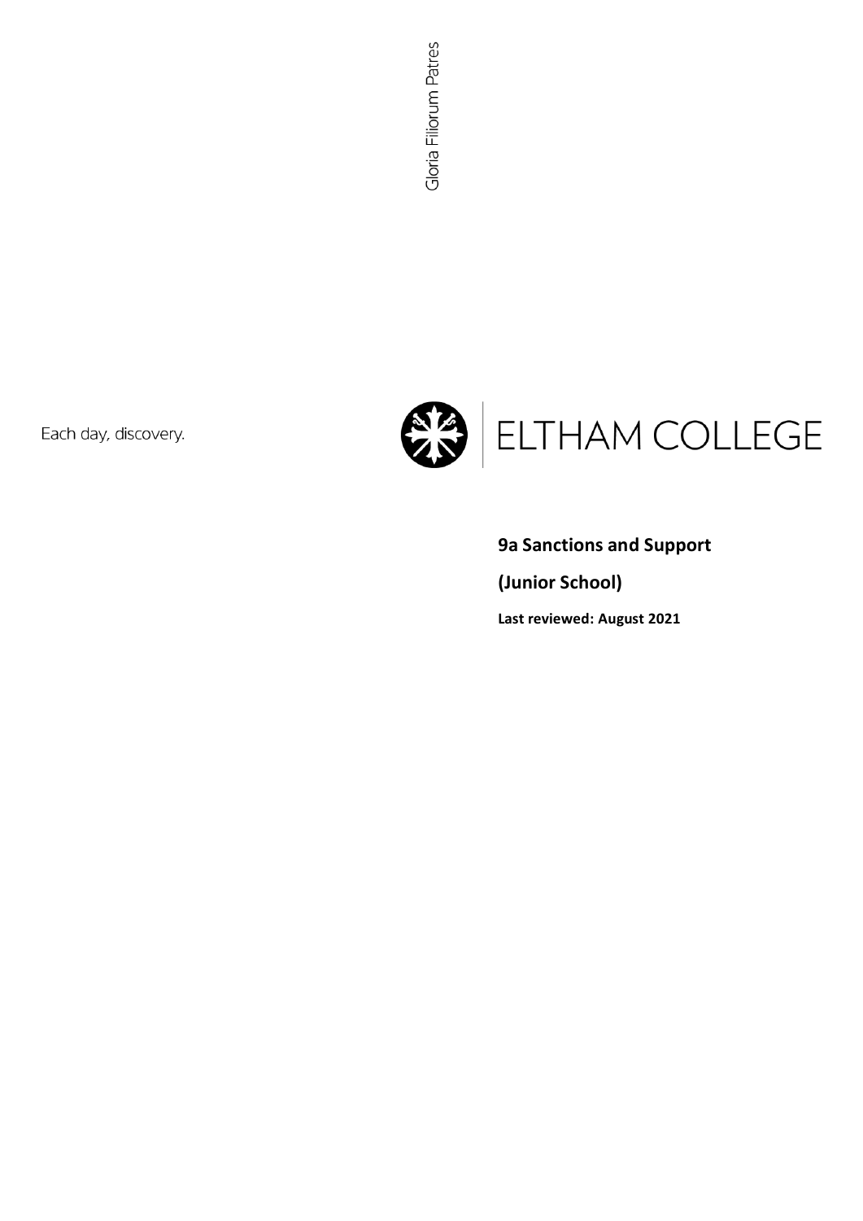Gloria Filiorum Patres

Each day, discovery.

ELTHAM COLLEGE

# 9a Sanctions and Support

# (Junior School)

**Last reviewed: August 2021**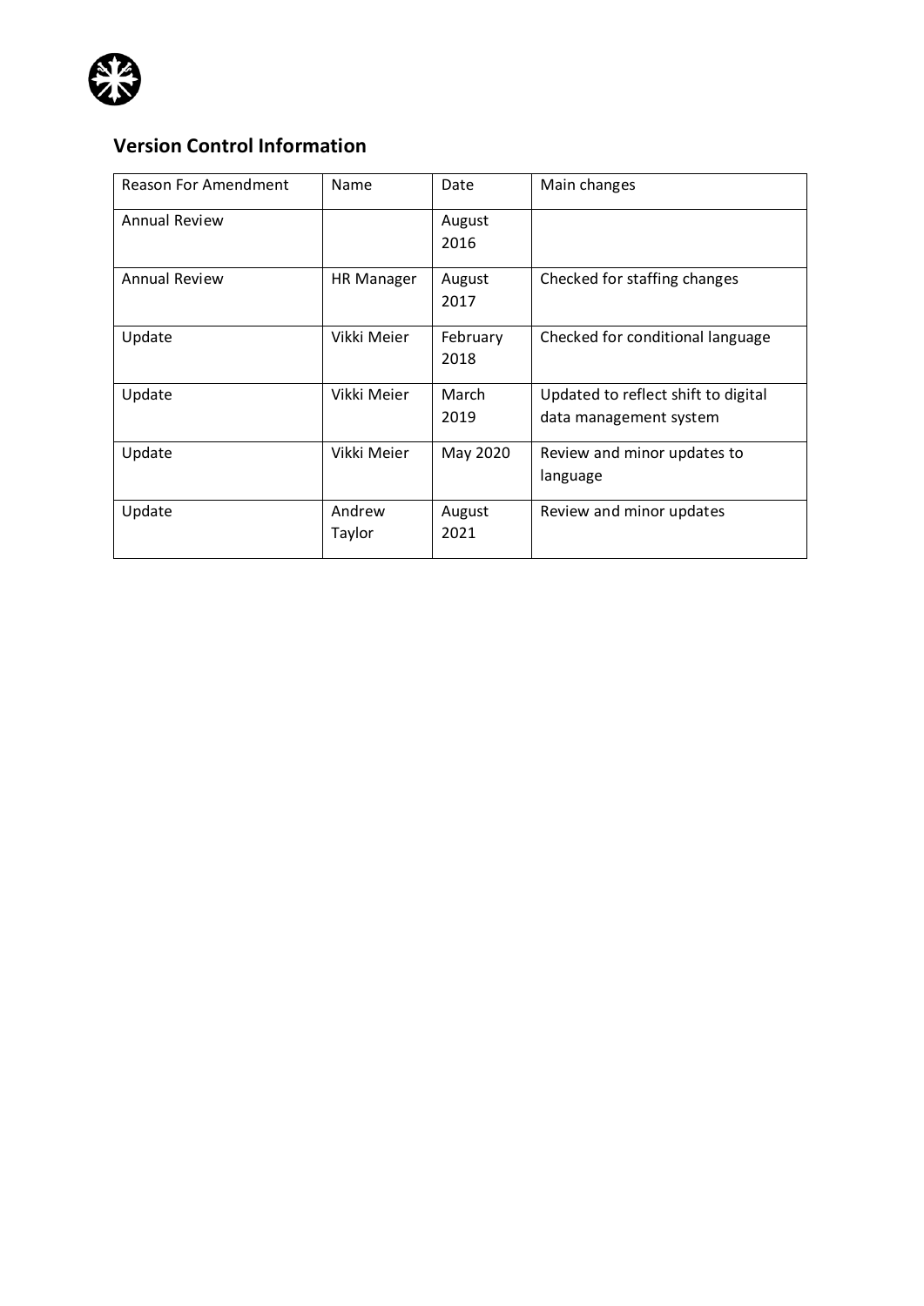## Version Control Information

| Reason For Amendment | Name | Date | Main changes |
|---|---|---|---|
| Annual Review | | August 2016 | |
| Annual Review | HR Manager | August 2017 | Checked for staffing changes |
| Update | Vikki Meier | February 2018 | Checked for conditional language |
| Update | Vikki Meier | March 2019 | Updated to reflect shift to digital data management system |
| Update | Vikki Meier | May 2020 | Review and minor updates to language |
| Update | Andrew Taylor | August 2021 | Review and minor updates |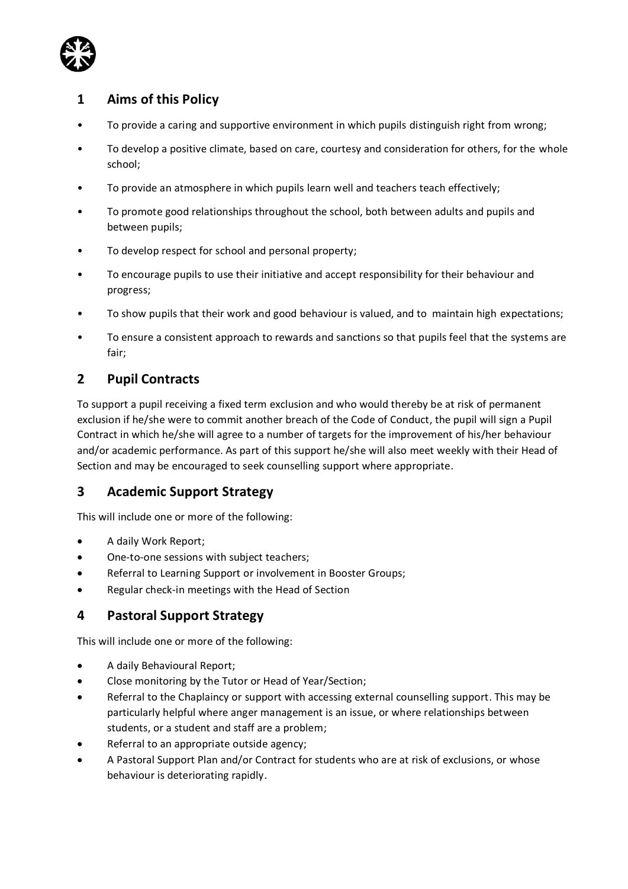## 1 Aims of this Policy

- To provide a caring and supportive environment in which pupils distinguish right from wrong;
- To develop a positive climate, based on care, courtesy and consideration for others, for the whole school;
- To provide an atmosphere in which pupils learn well and teachers teach effectively;
- To promote good relationships throughout the school, both between adults and pupils and between pupils;
- To develop respect for school and personal property;
- To encourage pupils to use their initiative and accept responsibility for their behaviour and progress;
- To show pupils that their work and good behaviour is valued, and to maintain high expectations;
- To ensure a consistent approach to rewards and sanctions so that pupils feel that the systems are fair;

## 2 Pupil Contracts

To support a pupil receiving a fixed term exclusion and who would thereby be at risk of permanent exclusion if he/she were to commit another breach of the Code of Conduct, the pupil will sign a Pupil Contract in which he/she will agree to a number of targets for the improvement of his/her behaviour and/or academic performance. As part of this support he/she will also meet weekly with their Head of Section and may be encouraged to seek counselling support where appropriate.

## 3 Academic Support Strategy

This will include one or more of the following:

- A daily Work Report;
- One-to-one sessions with subject teachers;
- Referral to Learning Support or involvement in Booster Groups;
- Regular check-in meetings with the Head of Section

## 4 Pastoral Support Strategy

This will include one or more of the following:

- A daily Behavioural Report;
- Close monitoring by the Tutor or Head of Year/Section;
- Referral to the Chaplaincy or support with accessing external counselling support. This may be particularly helpful where anger management is an issue, or where relationships between students, or a student and staff are a problem;
- Referral to an appropriate outside agency;
- A Pastoral Support Plan and/or Contract for students who are at risk of exclusions, or whose behaviour is deteriorating rapidly.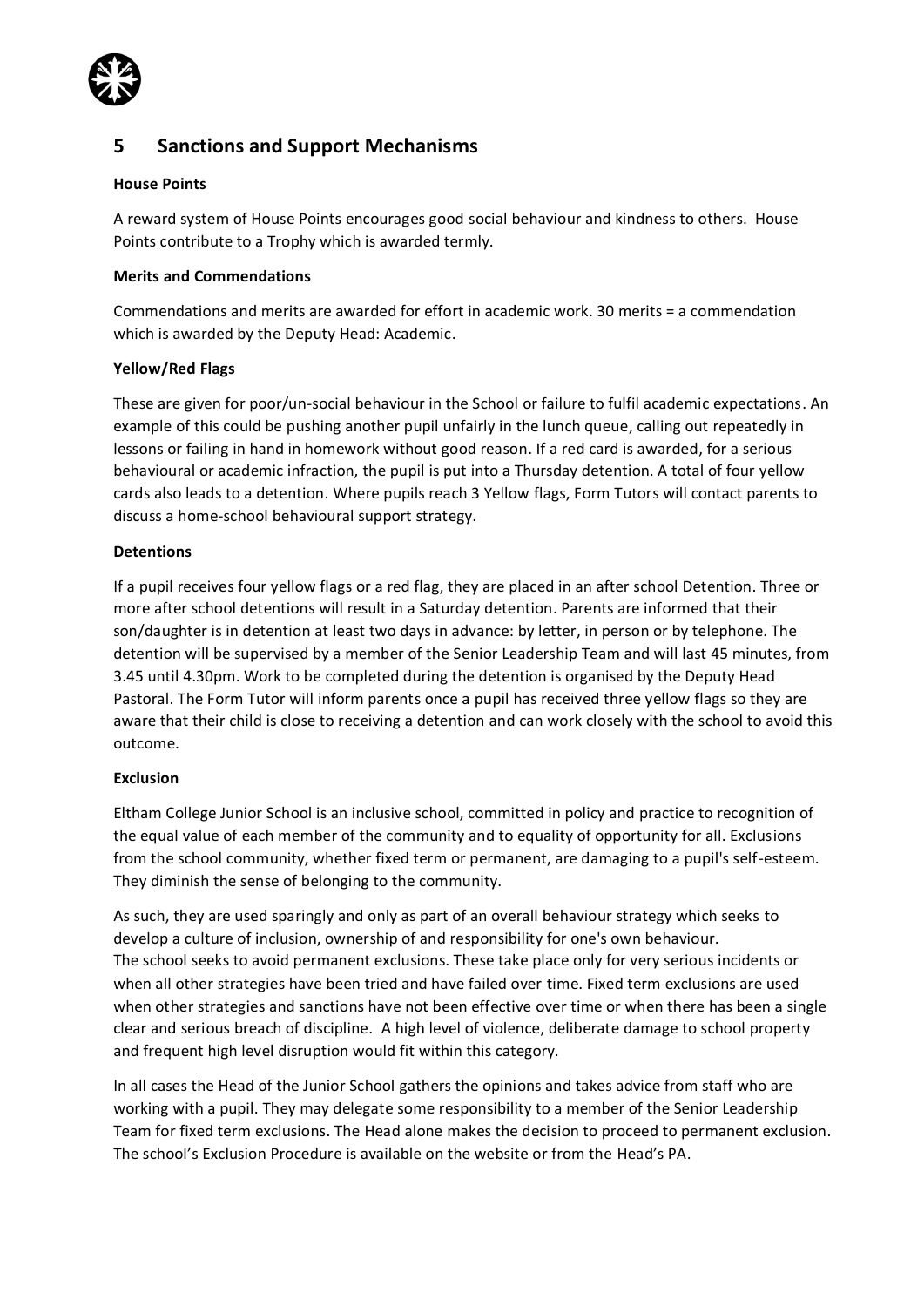## 5 Sanctions and Support Mechanisms

**House Points**

A reward system of House Points encourages good social behaviour and kindness to others. House Points contribute to a Trophy which is awarded termly.

**Merits and Commendations**

Commendations and merits are awarded for effort in academic work. 30 merits = a commendation which is awarded by the Deputy Head: Academic.

**Yellow/Red Flags**

These are given for poor/un-social behaviour in the School or failure to fulfil academic expectations. An example of this could be pushing another pupil unfairly in the lunch queue, calling out repeatedly in lessons or failing in hand in homework without good reason. If a red card is awarded, for a serious behavioural or academic infraction, the pupil is put into a Thursday detention. A total of four yellow cards also leads to a detention. Where pupils reach 3 Yellow flags, Form Tutors will contact parents to discuss a home-school behavioural support strategy.

**Detentions**

If a pupil receives four yellow flags or a red flag, they are placed in an after school Detention. Three or more after school detentions will result in a Saturday detention. Parents are informed that their son/daughter is in detention at least two days in advance: by letter, in person or by telephone. The detention will be supervised by a member of the Senior Leadership Team and will last 45 minutes, from 3.45 until 4.30pm. Work to be completed during the detention is organised by the Deputy Head Pastoral. The Form Tutor will inform parents once a pupil has received three yellow flags so they are aware that their child is close to receiving a detention and can work closely with the school to avoid this outcome.

**Exclusion**

Eltham College Junior School is an inclusive school, committed in policy and practice to recognition of the equal value of each member of the community and to equality of opportunity for all. Exclusions from the school community, whether fixed term or permanent, are damaging to a pupil's self-esteem. They diminish the sense of belonging to the community.

As such, they are used sparingly and only as part of an overall behaviour strategy which seeks to develop a culture of inclusion, ownership of and responsibility for one's own behaviour.
The school seeks to avoid permanent exclusions. These take place only for very serious incidents or when all other strategies have been tried and have failed over time. Fixed term exclusions are used when other strategies and sanctions have not been effective over time or when there has been a single clear and serious breach of discipline. A high level of violence, deliberate damage to school property and frequent high level disruption would fit within this category.

In all cases the Head of the Junior School gathers the opinions and takes advice from staff who are working with a pupil. They may delegate some responsibility to a member of the Senior Leadership Team for fixed term exclusions. The Head alone makes the decision to proceed to permanent exclusion. The school's Exclusion Procedure is available on the website or from the Head's PA.